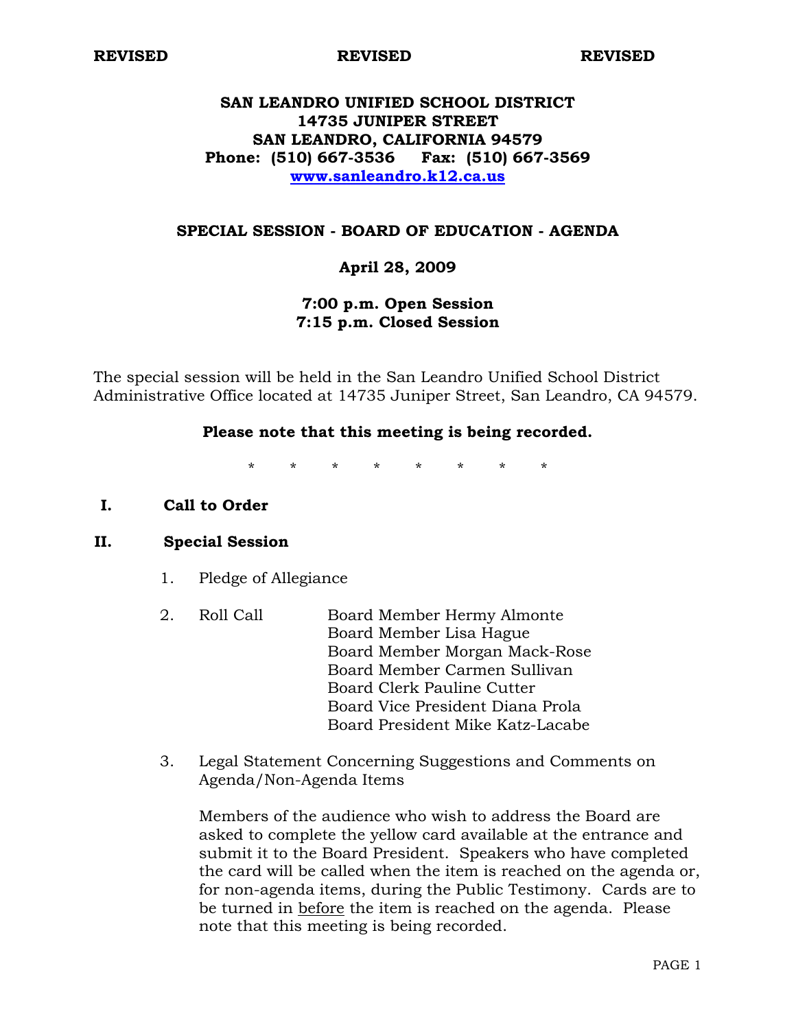**REVISED REVISED REVISED**

# SAN LEANDRO UNIFIED SCHOOL DISTRICT
**14735 JUNIPER STREET**
**SAN LEANDRO, CALIFORNIA 94579**
**Phone: (510) 667-3536 Fax: (510) 667-3569**
**www.sanleandro.k12.ca.us**

## SPECIAL SESSION - BOARD OF EDUCATION - AGENDA

**April 28, 2009**

**7:00 p.m. Open Session**
**7:15 p.m. Closed Session**

The special session will be held in the San Leandro Unified School District Administrative Office located at 14735 Juniper Street, San Leandro, CA 94579.

**Please note that this meeting is being recorded.**

\* \* \* \* \* \* \* \*

**I. Call to Order**

**II. Special Session**

1. Pledge of Allegiance

2. Roll Call
   - Board Member Hermy Almonte
   - Board Member Lisa Hague
   - Board Member Morgan Mack-Rose
   - Board Member Carmen Sullivan
   - Board Clerk Pauline Cutter
   - Board Vice President Diana Prola
   - Board President Mike Katz-Lacabe

3. Legal Statement Concerning Suggestions and Comments on Agenda/Non-Agenda Items

   Members of the audience who wish to address the Board are asked to complete the yellow card available at the entrance and submit it to the Board President. Speakers who have completed the card will be called when the item is reached on the agenda or, for non-agenda items, during the Public Testimony. Cards are to be turned in <u>before</u> the item is reached on the agenda. Please note that this meeting is being recorded.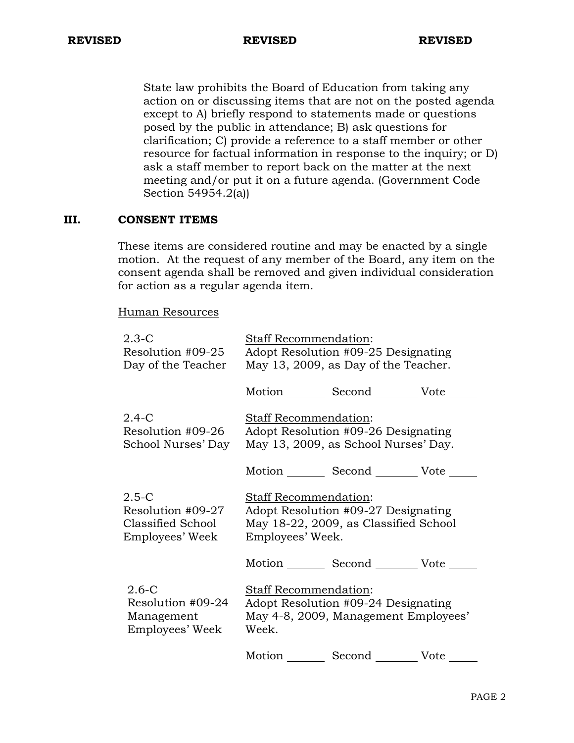**REVISED** **REVISED** **REVISED**

State law prohibits the Board of Education from taking any action on or discussing items that are not on the posted agenda except to A) briefly respond to statements made or questions posed by the public in attendance; B) ask questions for clarification; C) provide a reference to a staff member or other resource for factual information in response to the inquiry; or D) ask a staff member to report back on the matter at the next meeting and/or put it on a future agenda. (Government Code Section 54954.2(a))

## III. CONSENT ITEMS

These items are considered routine and may be enacted by a single motion. At the request of any member of the Board, any item on the consent agenda shall be removed and given individual consideration for action as a regular agenda item.

Human Resources

2.3-C
Resolution #09-25
Day of the Teacher

Staff Recommendation:
Adopt Resolution #09-25 Designating May 13, 2009, as Day of the Teacher.

Motion _______ Second _______ Vote _____

2.4-C
Resolution #09-26
School Nurses' Day

Staff Recommendation:
Adopt Resolution #09-26 Designating May 13, 2009, as School Nurses' Day.

Motion _______ Second _______ Vote _____

2.5-C
Resolution #09-27
Classified School Employees' Week

Staff Recommendation:
Adopt Resolution #09-27 Designating May 18-22, 2009, as Classified School Employees' Week.

Motion _______ Second _______ Vote _____

2.6-C
Resolution #09-24
Management Employees' Week

Staff Recommendation:
Adopt Resolution #09-24 Designating May 4-8, 2009, Management Employees' Week.

Motion _______ Second _______ Vote _____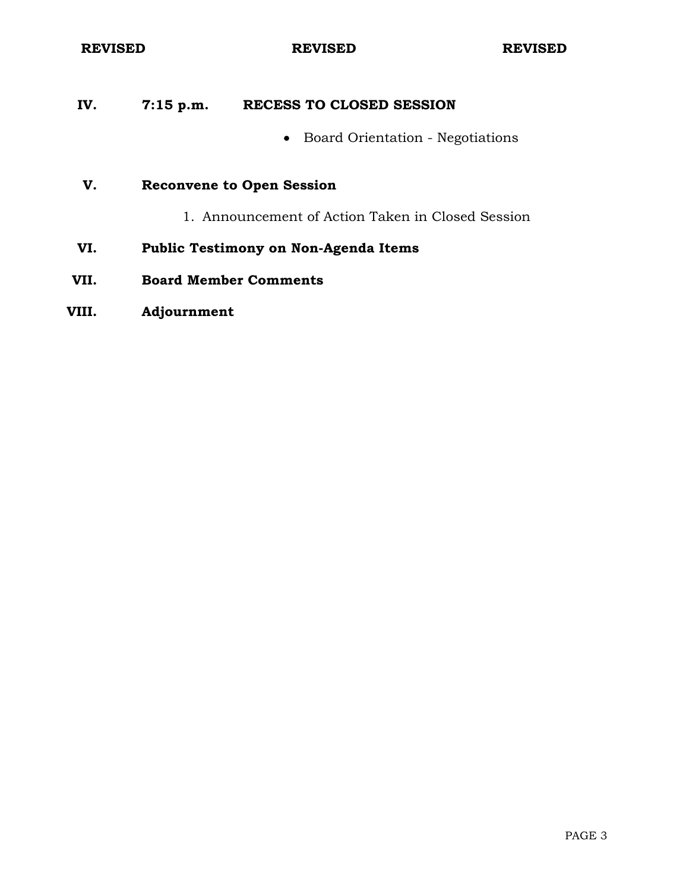**REVISED** **REVISED** **REVISED**

**IV. 7:15 p.m. RECESS TO CLOSED SESSION**

- Board Orientation - Negotiations

**V. Reconvene to Open Session**

1. Announcement of Action Taken in Closed Session

**VI. Public Testimony on Non-Agenda Items**

**VII. Board Member Comments**

**VIII. Adjournment**